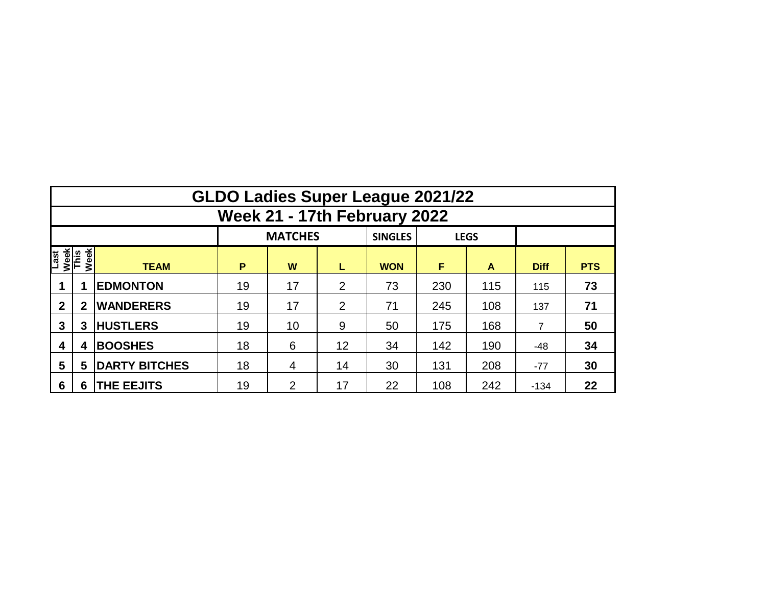# GLDO Ladies Super League 2021/22

## Week 21 - 17th February 2022

| | | | MATCHES | | | SINGLES | LEGS | | | |
|---|---|---|---|---|---|---|---|---|---|---|
| **Last Week** | **This Week** | **TEAM** | **P** | **W** | **L** | **WON** | **F** | **A** | **Diff** | **PTS** |
| **1** | **1** | **EDMONTON** | 19 | 17 | 2 | 73 | 230 | 115 | 115 | **73** |
| **2** | **2** | **WANDERERS** | 19 | 17 | 2 | 71 | 245 | 108 | 137 | **71** |
| **3** | **3** | **HUSTLERS** | 19 | 10 | 9 | 50 | 175 | 168 | 7 | **50** |
| **4** | **4** | **BOOSHES** | 18 | 6 | 12 | 34 | 142 | 190 | -48 | **34** |
| **5** | **5** | **DARTY BITCHES** | 18 | 4 | 14 | 30 | 131 | 208 | -77 | **30** |
| **6** | **6** | **THE EEJITS** | 19 | 2 | 17 | 22 | 108 | 242 | -134 | **22** |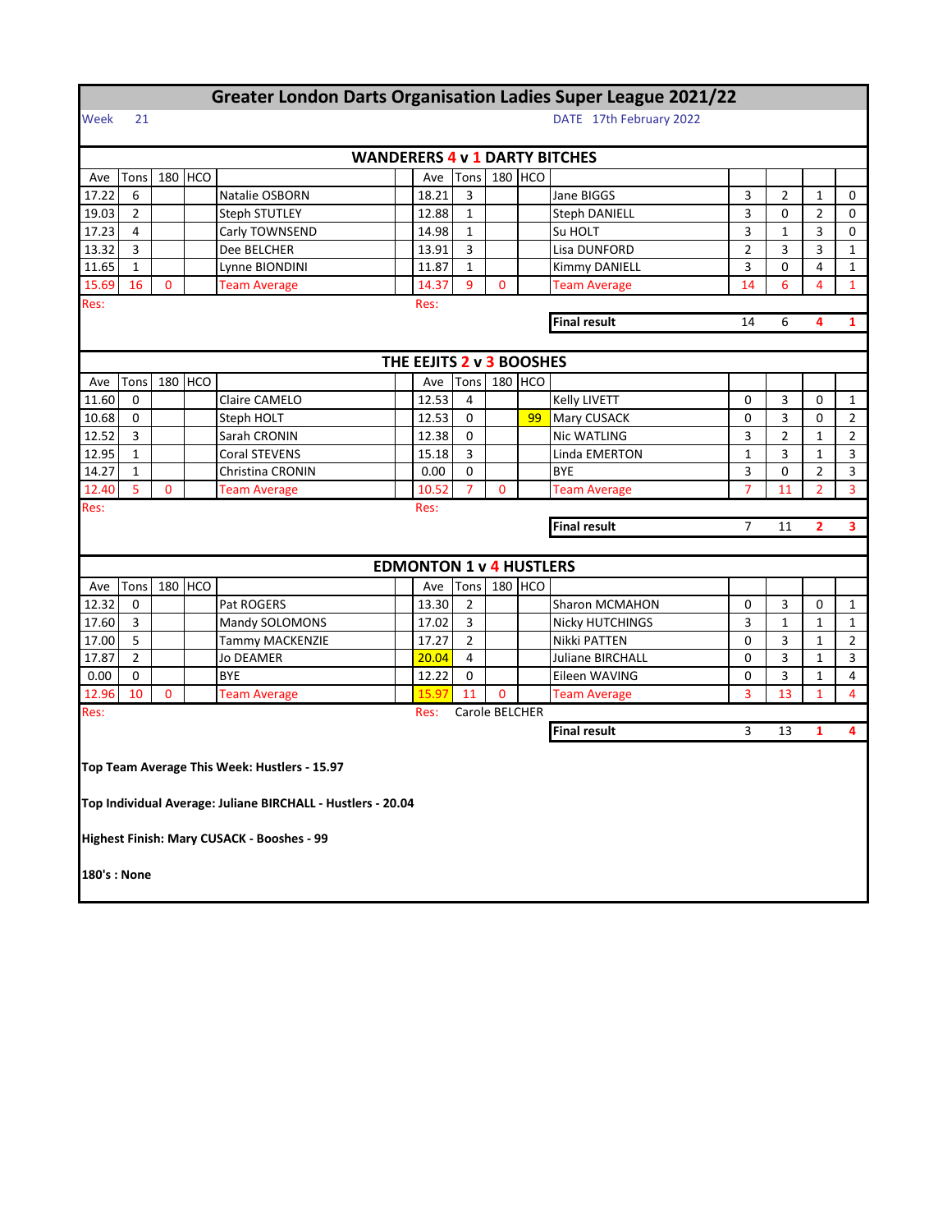## Greater London Darts Organisation Ladies Super League 2021/22

Week 21 DATE 17th February 2022

### WANDERERS 4 v 1 DARTY BITCHES

| Ave | Tons | 180 | HCO | | Ave | Tons | 180 | HCO | | | | | |
|---|---|---|---|---|---|---|---|---|---|---|---|---|---|
| 17.22 | 6 | | | Natalie OSBORN | 18.21 | 3 | | | Jane BIGGS | 3 | 2 | 1 | 0 |
| 19.03 | 2 | | | Steph STUTLEY | 12.88 | 1 | | | Steph DANIELL | 3 | 0 | 2 | 0 |
| 17.23 | 4 | | | Carly TOWNSEND | 14.98 | 1 | | | Su HOLT | 3 | 1 | 3 | 0 |
| 13.32 | 3 | | | Dee BELCHER | 13.91 | 3 | | | Lisa DUNFORD | 2 | 3 | 3 | 1 |
| 11.65 | 1 | | | Lynne BIONDINI | 11.87 | 1 | | | Kimmy DANIELL | 3 | 0 | 4 | 1 |
| 15.69 | 16 | 0 | | Team Average | 14.37 | 9 | 0 | | Team Average | 14 | 6 | 4 | 1 |
| Res: | | | | | Res: | | | | | | | | |
| | | | | | | | | | Final result | 14 | 6 | 4 | 1 |

### THE EEJITS 2 v 3 BOOSHES

| Ave | Tons | 180 | HCO | | Ave | Tons | 180 | HCO | | | | | |
|---|---|---|---|---|---|---|---|---|---|---|---|---|---|
| 11.60 | 0 | | | Claire CAMELO | 12.53 | 4 | | | Kelly LIVETT | 0 | 3 | 0 | 1 |
| 10.68 | 0 | | | Steph HOLT | 12.53 | 0 | | 99 | Mary CUSACK | 0 | 3 | 0 | 2 |
| 12.52 | 3 | | | Sarah CRONIN | 12.38 | 0 | | | Nic WATLING | 3 | 2 | 1 | 2 |
| 12.95 | 1 | | | Coral STEVENS | 15.18 | 3 | | | Linda EMERTON | 1 | 3 | 1 | 3 |
| 14.27 | 1 | | | Christina CRONIN | 0.00 | 0 | | | BYE | 3 | 0 | 2 | 3 |
| 12.40 | 5 | 0 | | Team Average | 10.52 | 7 | 0 | | Team Average | 7 | 11 | 2 | 3 |
| Res: | | | | | Res: | | | | | | | | |
| | | | | | | | | | Final result | 7 | 11 | 2 | 3 |

### EDMONTON 1 v 4 HUSTLERS

| Ave | Tons | 180 | HCO | | Ave | Tons | 180 | HCO | | | | | |
|---|---|---|---|---|---|---|---|---|---|---|---|---|---|
| 12.32 | 0 | | | Pat ROGERS | 13.30 | 2 | | | Sharon MCMAHON | 0 | 3 | 0 | 1 |
| 17.60 | 3 | | | Mandy SOLOMONS | 17.02 | 3 | | | Nicky HUTCHINGS | 3 | 1 | 1 | 1 |
| 17.00 | 5 | | | Tammy MACKENZIE | 17.27 | 2 | | | Nikki PATTEN | 0 | 3 | 1 | 2 |
| 17.87 | 2 | | | Jo DEAMER | 20.04 | 4 | | | Juliane BIRCHALL | 0 | 3 | 1 | 3 |
| 0.00 | 0 | | | BYE | 12.22 | 0 | | | Eileen WAVING | 0 | 3 | 1 | 4 |
| 12.96 | 10 | 0 | | Team Average | 15.97 | 11 | 0 | | Team Average | 3 | 13 | 1 | 4 |
| Res: | | | | | Res: | Carole BELCHER | | | | | | | |
| | | | | | | | | | Final result | 3 | 13 | 1 | 4 |

**Top Team Average This Week: Hustlers - 15.97**

**Top Individual Average: Juliane BIRCHALL - Hustlers - 20.04**

**Highest Finish: Mary CUSACK - Booshes - 99**

**180's : None**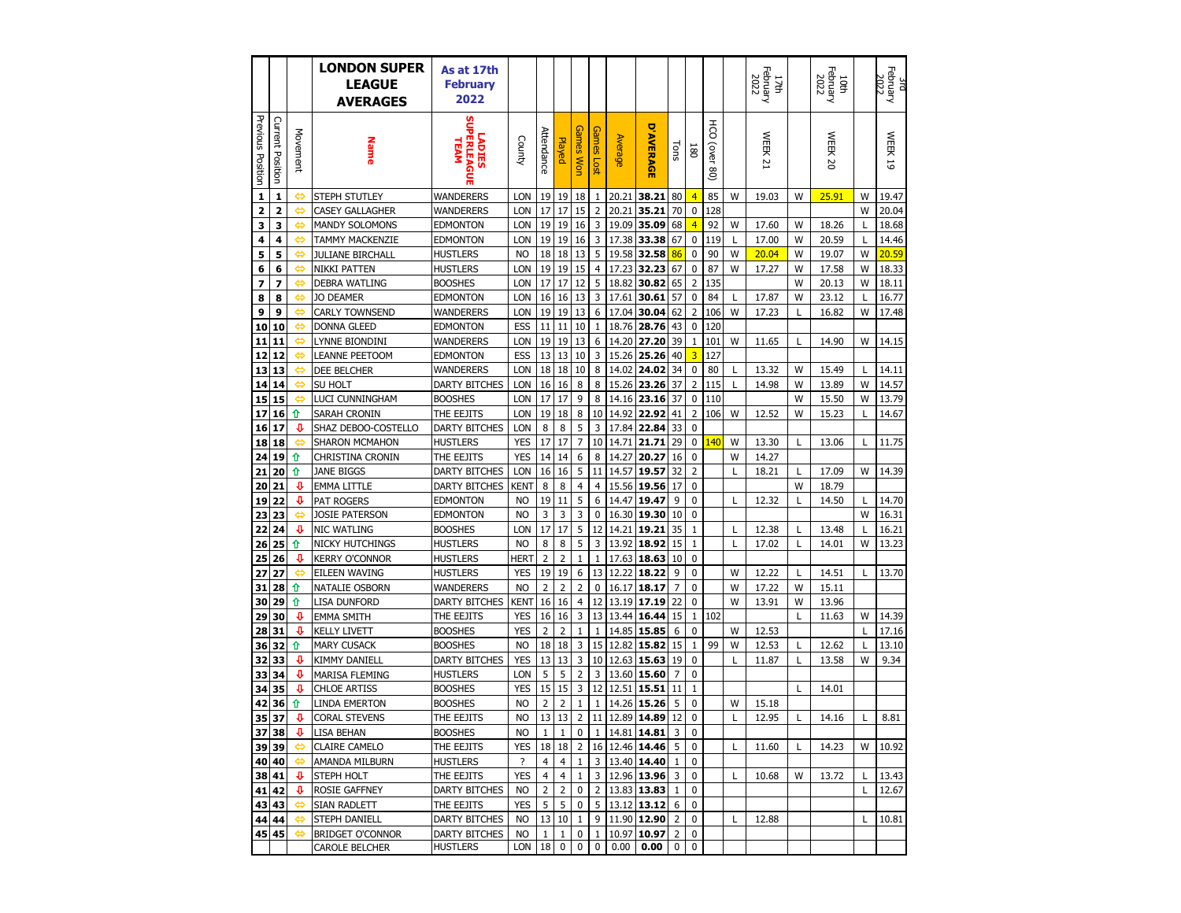| Previous Position | Current Position | Movement | LONDON SUPER LEAGUE AVERAGES | As at 17th February 2022 | | | | | | | | | | | | 17th February 2022 | | 10th February 2022 | | 3rd February 2022 |
|---|---|---|---|---|---|---|---|---|---|---|---|---|---|---|---|---|---|---|---|---|
| | | | **Name** | **LADIES SUPERLEAGUE TEAM** | County | Attendance | Played | Games Won | Games Lost | Average | **D'AVERAGE** | Tons | 180 | HCO (over 80) | | WEEK 21 | | WEEK 20 | | WEEK 19 |
| **1** | **1** | ⇔ | STEPH STUTLEY | WANDERERS | LON | 19 | 19 | 18 | 1 | 20.21 | **38.21** | 80 | 4 | 85 | W | 19.03 | W | 25.91 | W | 19.47 |
| **2** | **2** | ⇔ | CASEY GALLAGHER | WANDERERS | LON | 17 | 17 | 15 | 2 | 20.21 | **35.21** | 70 | 0 | 128 | | | | | W | 20.04 |
| **3** | **3** | ⇔ | MANDY SOLOMONS | EDMONTON | LON | 19 | 19 | 16 | 3 | 19.09 | **35.09** | 68 | 4 | 92 | W | 17.60 | W | 18.26 | L | 18.68 |
| **4** | **4** | ⇔ | TAMMY MACKENZIE | EDMONTON | LON | 19 | 19 | 16 | 3 | 17.38 | **33.38** | 67 | 0 | 119 | L | 17.00 | W | 20.59 | L | 14.46 |
| **5** | **5** | ⇔ | JULIANE BIRCHALL | HUSTLERS | NO | 18 | 18 | 13 | 5 | 19.58 | **32.58** | 86 | 0 | 90 | W | 20.04 | W | 19.07 | W | 20.59 |
| **6** | **6** | ⇔ | NIKKI PATTEN | HUSTLERS | LON | 19 | 19 | 15 | 4 | 17.23 | **32.23** | 67 | 0 | 87 | W | 17.27 | W | 17.58 | W | 18.33 |
| **7** | **7** | ⇔ | DEBRA WATLING | BOOSHES | LON | 17 | 17 | 12 | 5 | 18.82 | **30.82** | 65 | 2 | 135 | | | W | 20.13 | W | 18.11 |
| **8** | **8** | ⇔ | JO DEAMER | EDMONTON | LON | 16 | 16 | 13 | 3 | 17.61 | **30.61** | 57 | 0 | 84 | L | 17.87 | W | 23.12 | L | 16.77 |
| **9** | **9** | ⇔ | CARLY TOWNSEND | WANDERERS | LON | 19 | 19 | 13 | 6 | 17.04 | **30.04** | 62 | 2 | 106 | W | 17.23 | L | 16.82 | W | 17.48 |
| **10** | **10** | ⇔ | DONNA GLEED | EDMONTON | ESS | 11 | 11 | 10 | 1 | 18.76 | **28.76** | 43 | 0 | 120 | | | | | | |
| **11** | **11** | ⇔ | LYNNE BIONDINI | WANDERERS | LON | 19 | 19 | 13 | 6 | 14.20 | **27.20** | 39 | 1 | 101 | W | 11.65 | L | 14.90 | W | 14.15 |
| **12** | **12** | ⇔ | LEANNE PEETOOM | EDMONTON | ESS | 13 | 13 | 10 | 3 | 15.26 | **25.26** | 40 | 3 | 127 | | | | | | |
| **13** | **13** | ⇔ | DEE BELCHER | WANDERERS | LON | 18 | 18 | 10 | 8 | 14.02 | **24.02** | 34 | 0 | 80 | L | 13.32 | W | 15.49 | L | 14.11 |
| **14** | **14** | ⇔ | SU HOLT | DARTY BITCHES | LON | 16 | 16 | 8 | 8 | 15.26 | **23.26** | 37 | 2 | 115 | L | 14.98 | W | 13.89 | W | 14.57 |
| **15** | **15** | ⇔ | LUCI CUNNINGHAM | BOOSHES | LON | 17 | 17 | 9 | 8 | 14.16 | **23.16** | 37 | 0 | 110 | | | W | 15.50 | W | 13.79 |
| **17** | **16** | ⇧ | SARAH CRONIN | THE EEJITS | LON | 19 | 18 | 8 | 10 | 14.92 | **22.92** | 41 | 2 | 106 | W | 12.52 | W | 15.23 | L | 14.67 |
| **16** | **17** | ⇩ | SHAZ DEBOO-COSTELLO | DARTY BITCHES | LON | 8 | 8 | 5 | 3 | 17.84 | **22.84** | 33 | 0 | | | | | | | |
| **18** | **18** | ⇔ | SHARON MCMAHON | HUSTLERS | YES | 17 | 17 | 7 | 10 | 14.71 | **21.71** | 29 | 0 | 140 | W | 13.30 | L | 13.06 | L | 11.75 |
| **24** | **19** | ⇧ | CHRISTINA CRONIN | THE EEJITS | YES | 14 | 14 | 6 | 8 | 14.27 | **20.27** | 16 | 0 | | W | 14.27 | | | | |
| **21** | **20** | ⇧ | JANE BIGGS | DARTY BITCHES | LON | 16 | 16 | 5 | 11 | 14.57 | **19.57** | 32 | 2 | | L | 18.21 | L | 17.09 | W | 14.39 |
| **20** | **21** | ⇩ | EMMA LITTLE | DARTY BITCHES | KENT | 8 | 8 | 4 | 4 | 15.56 | **19.56** | 17 | 0 | | | | W | 18.79 | | |
| **19** | **22** | ⇩ | PAT ROGERS | EDMONTON | NO | 19 | 11 | 5 | 6 | 14.47 | **19.47** | 9 | 0 | | L | 12.32 | L | 14.50 | L | 14.70 |
| **23** | **23** | ⇔ | JOSIE PATERSON | EDMONTON | NO | 3 | 3 | 3 | 0 | 16.30 | **19.30** | 10 | 0 | | | | | | W | 16.31 |
| **22** | **24** | ⇩ | NIC WATLING | BOOSHES | LON | 17 | 17 | 5 | 12 | 14.21 | **19.21** | 35 | 1 | | L | 12.38 | L | 13.48 | L | 16.21 |
| **26** | **25** | ⇧ | NICKY HUTCHINGS | HUSTLERS | NO | 8 | 8 | 5 | 3 | 13.92 | **18.92** | 15 | 1 | | L | 17.02 | L | 14.01 | W | 13.23 |
| **25** | **26** | ⇩ | KERRY O'CONNOR | HUSTLERS | HERT | 2 | 2 | 1 | 1 | 17.63 | **18.63** | 10 | 0 | | | | | | | |
| **27** | **27** | ⇔ | EILEEN WAVING | HUSTLERS | YES | 19 | 19 | 6 | 13 | 12.22 | **18.22** | 9 | 0 | | W | 12.22 | L | 14.51 | L | 13.70 |
| **31** | **28** | ⇧ | NATALIE OSBORN | WANDERERS | NO | 2 | 2 | 2 | 0 | 16.17 | **18.17** | 7 | 0 | | W | 17.22 | W | 15.11 | | |
| **30** | **29** | ⇧ | LISA DUNFORD | DARTY BITCHES | KENT | 16 | 16 | 4 | 12 | 13.19 | **17.19** | 22 | 0 | | W | 13.91 | W | 13.96 | | |
| **29** | **30** | ⇩ | EMMA SMITH | THE EEJITS | YES | 16 | 16 | 3 | 13 | 13.44 | **16.44** | 15 | 1 | 102 | | | L | 11.63 | W | 14.39 |
| **28** | **31** | ⇩ | KELLY LIVETT | BOOSHES | YES | 2 | 2 | 1 | 1 | 14.85 | **15.85** | 6 | 0 | | W | 12.53 | | | L | 17.16 |
| **36** | **32** | ⇧ | MARY CUSACK | BOOSHES | NO | 18 | 18 | 3 | 15 | 12.82 | **15.82** | 15 | 1 | 99 | W | 12.53 | L | 12.62 | L | 13.10 |
| **32** | **33** | ⇩ | KIMMY DANIELL | DARTY BITCHES | YES | 13 | 13 | 3 | 10 | 12.63 | **15.63** | 19 | 0 | | L | 11.87 | L | 13.58 | W | 9.34 |
| **33** | **34** | ⇩ | MARISA FLEMING | HUSTLERS | LON | 5 | 5 | 2 | 3 | 13.60 | **15.60** | 7 | 0 | | | | | | | |
| **34** | **35** | ⇩ | CHLOE ARTISS | BOOSHES | YES | 15 | 15 | 3 | 12 | 12.51 | **15.51** | 11 | 1 | | | | L | 14.01 | | |
| **42** | **36** | ⇧ | LINDA EMERTON | BOOSHES | NO | 2 | 2 | 1 | 1 | 14.26 | **15.26** | 5 | 0 | | W | 15.18 | | | | |
| **35** | **37** | ⇩ | CORAL STEVENS | THE EEJITS | NO | 13 | 13 | 2 | 11 | 12.89 | **14.89** | 12 | 0 | | L | 12.95 | L | 14.16 | L | 8.81 |
| **37** | **38** | ⇩ | LISA BEHAN | BOOSHES | NO | 1 | 1 | 0 | 1 | 14.81 | **14.81** | 3 | 0 | | | | | | | |
| **39** | **39** | ⇔ | CLAIRE CAMELO | THE EEJITS | YES | 18 | 18 | 2 | 16 | 12.46 | **14.46** | 5 | 0 | | L | 11.60 | L | 14.23 | W | 10.92 |
| **40** | **40** | ⇔ | AMANDA MILBURN | HUSTLERS | ? | 4 | 4 | 1 | 3 | 13.40 | **14.40** | 1 | 0 | | | | | | | |
| **38** | **41** | ⇩ | STEPH HOLT | THE EEJITS | YES | 4 | 4 | 1 | 3 | 12.96 | **13.96** | 3 | 0 | | L | 10.68 | W | 13.72 | L | 13.43 |
| **41** | **42** | ⇩ | ROSIE GAFFNEY | DARTY BITCHES | NO | 2 | 2 | 0 | 2 | 13.83 | **13.83** | 1 | 0 | | | | | | L | 12.67 |
| **43** | **43** | ⇔ | SIAN RADLETT | THE EEJITS | YES | 5 | 5 | 0 | 5 | 13.12 | **13.12** | 6 | 0 | | | | | | | |
| **44** | **44** | ⇔ | STEPH DANIELL | DARTY BITCHES | NO | 13 | 10 | 1 | 9 | 11.90 | **12.90** | 2 | 0 | | L | 12.88 | | | L | 10.81 |
| **45** | **45** | ⇔ | BRIDGET O'CONNOR | DARTY BITCHES | NO | 1 | 1 | 0 | 1 | 10.97 | **10.97** | 2 | 0 | | | | | | | |
| | | | CAROLE BELCHER | HUSTLERS | LON | 18 | 0 | 0 | 0 | 0.00 | **0.00** | 0 | 0 | | | | | | | |